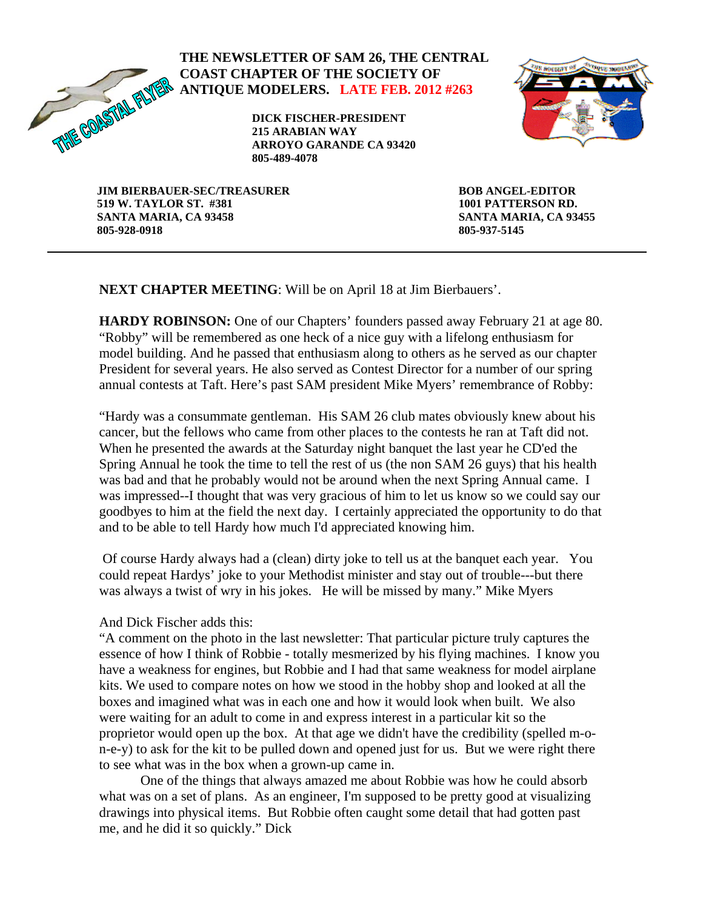**THE NEWSLETTER OF SAM 26, THE CENTRAL COAST CHAPTER OF THE SOCIETY OF ANTIQUE MODELERS. LATE FEB. 2012 #263**

THE COASTAL FLYER

**DICK FISCHER-PRESIDENT**
**215 ARABIAN WAY**
**ARROYO GARANDE CA 93420**
**805-489-4078**

**JIM BIERBAUER-SEC/TREASURER**
**519 W. TAYLOR ST. #381**
**SANTA MARIA, CA 93458**
**805-928-0918**

**BOB ANGEL-EDITOR**
**1001 PATTERSON RD.**
**SANTA MARIA, CA 93455**
**805-937-5145**

---

**NEXT CHAPTER MEETING**: Will be on April 18 at Jim Bierbauers'.

**HARDY ROBINSON:** One of our Chapters' founders passed away February 21 at age 80. "Robby" will be remembered as one heck of a nice guy with a lifelong enthusiasm for model building. And he passed that enthusiasm along to others as he served as our chapter President for several years. He also served as Contest Director for a number of our spring annual contests at Taft. Here's past SAM president Mike Myers' remembrance of Robby:

"Hardy was a consummate gentleman. His SAM 26 club mates obviously knew about his cancer, but the fellows who came from other places to the contests he ran at Taft did not. When he presented the awards at the Saturday night banquet the last year he CD'ed the Spring Annual he took the time to tell the rest of us (the non SAM 26 guys) that his health was bad and that he probably would not be around when the next Spring Annual came. I was impressed--I thought that was very gracious of him to let us know so we could say our goodbyes to him at the field the next day. I certainly appreciated the opportunity to do that and to be able to tell Hardy how much I'd appreciated knowing him.

Of course Hardy always had a (clean) dirty joke to tell us at the banquet each year. You could repeat Hardys' joke to your Methodist minister and stay out of trouble---but there was always a twist of wry in his jokes. He will be missed by many." Mike Myers

And Dick Fischer adds this:

"A comment on the photo in the last newsletter: That particular picture truly captures the essence of how I think of Robbie - totally mesmerized by his flying machines. I know you have a weakness for engines, but Robbie and I had that same weakness for model airplane kits. We used to compare notes on how we stood in the hobby shop and looked at all the boxes and imagined what was in each one and how it would look when built. We also were waiting for an adult to come in and express interest in a particular kit so the proprietor would open up the box. At that age we didn't have the credibility (spelled m-o-n-e-y) to ask for the kit to be pulled down and opened just for us. But we were right there to see what was in the box when a grown-up came in.

One of the things that always amazed me about Robbie was how he could absorb what was on a set of plans. As an engineer, I'm supposed to be pretty good at visualizing drawings into physical items. But Robbie often caught some detail that had gotten past me, and he did it so quickly." Dick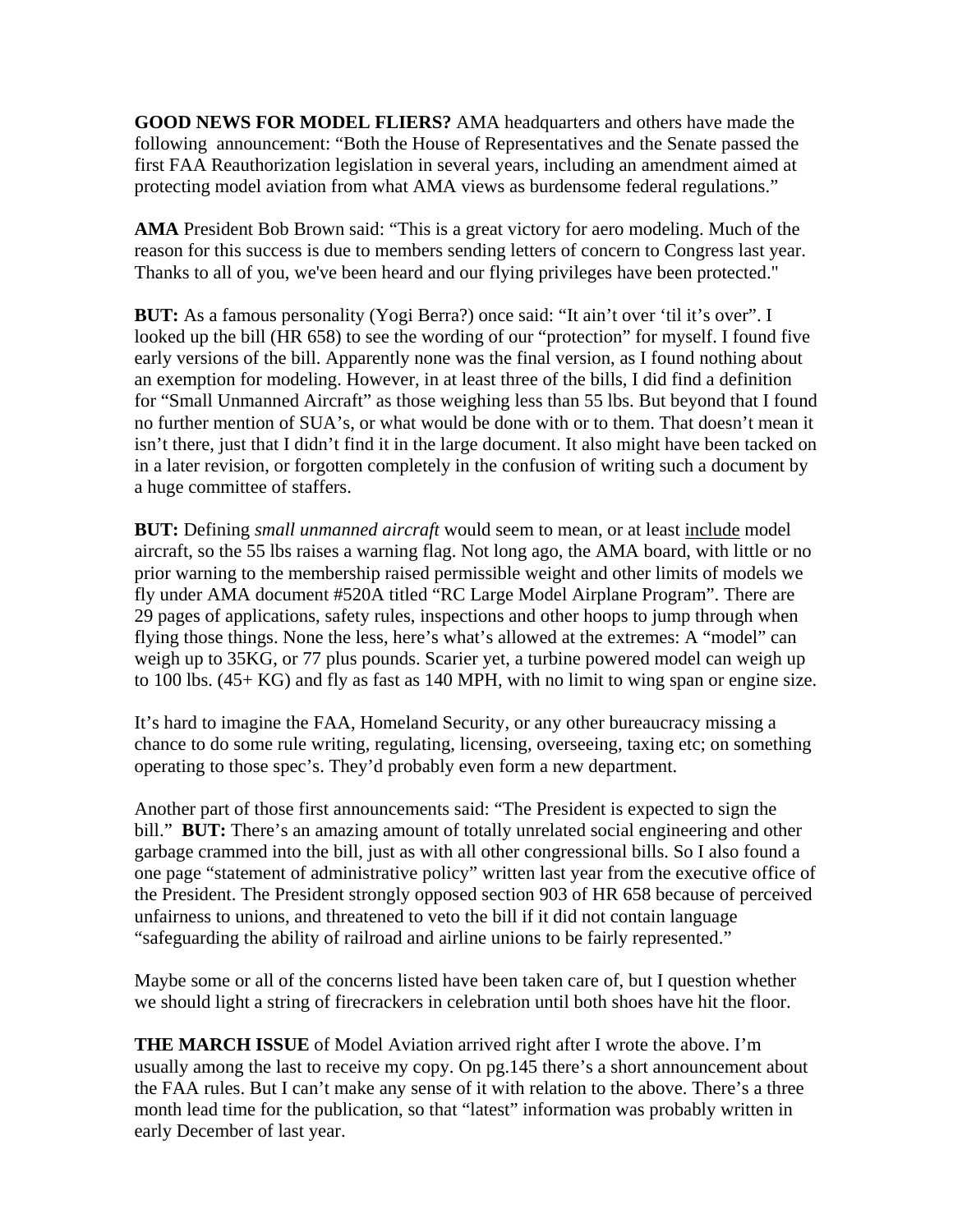**GOOD NEWS FOR MODEL FLIERS?** AMA headquarters and others have made the following announcement: "Both the House of Representatives and the Senate passed the first FAA Reauthorization legislation in several years, including an amendment aimed at protecting model aviation from what AMA views as burdensome federal regulations."

**AMA** President Bob Brown said: "This is a great victory for aero modeling. Much of the reason for this success is due to members sending letters of concern to Congress last year. Thanks to all of you, we've been heard and our flying privileges have been protected."

**BUT:** As a famous personality (Yogi Berra?) once said: "It ain't over 'til it's over". I looked up the bill (HR 658) to see the wording of our "protection" for myself. I found five early versions of the bill. Apparently none was the final version, as I found nothing about an exemption for modeling. However, in at least three of the bills, I did find a definition for "Small Unmanned Aircraft" as those weighing less than 55 lbs. But beyond that I found no further mention of SUA's, or what would be done with or to them. That doesn't mean it isn't there, just that I didn't find it in the large document. It also might have been tacked on in a later revision, or forgotten completely in the confusion of writing such a document by a huge committee of staffers.

**BUT:** Defining *small unmanned aircraft* would seem to mean, or at least <u>include</u> model aircraft, so the 55 lbs raises a warning flag. Not long ago, the AMA board, with little or no prior warning to the membership raised permissible weight and other limits of models we fly under AMA document #520A titled "RC Large Model Airplane Program". There are 29 pages of applications, safety rules, inspections and other hoops to jump through when flying those things. None the less, here's what's allowed at the extremes: A "model" can weigh up to 35KG, or 77 plus pounds. Scarier yet, a turbine powered model can weigh up to 100 lbs. (45+ KG) and fly as fast as 140 MPH, with no limit to wing span or engine size.

It's hard to imagine the FAA, Homeland Security, or any other bureaucracy missing a chance to do some rule writing, regulating, licensing, overseeing, taxing etc; on something operating to those spec's. They'd probably even form a new department.

Another part of those first announcements said: "The President is expected to sign the bill." **BUT:** There's an amazing amount of totally unrelated social engineering and other garbage crammed into the bill, just as with all other congressional bills. So I also found a one page "statement of administrative policy" written last year from the executive office of the President. The President strongly opposed section 903 of HR 658 because of perceived unfairness to unions, and threatened to veto the bill if it did not contain language "safeguarding the ability of railroad and airline unions to be fairly represented."

Maybe some or all of the concerns listed have been taken care of, but I question whether we should light a string of firecrackers in celebration until both shoes have hit the floor.

**THE MARCH ISSUE** of Model Aviation arrived right after I wrote the above. I'm usually among the last to receive my copy. On pg.145 there's a short announcement about the FAA rules. But I can't make any sense of it with relation to the above. There's a three month lead time for the publication, so that "latest" information was probably written in early December of last year.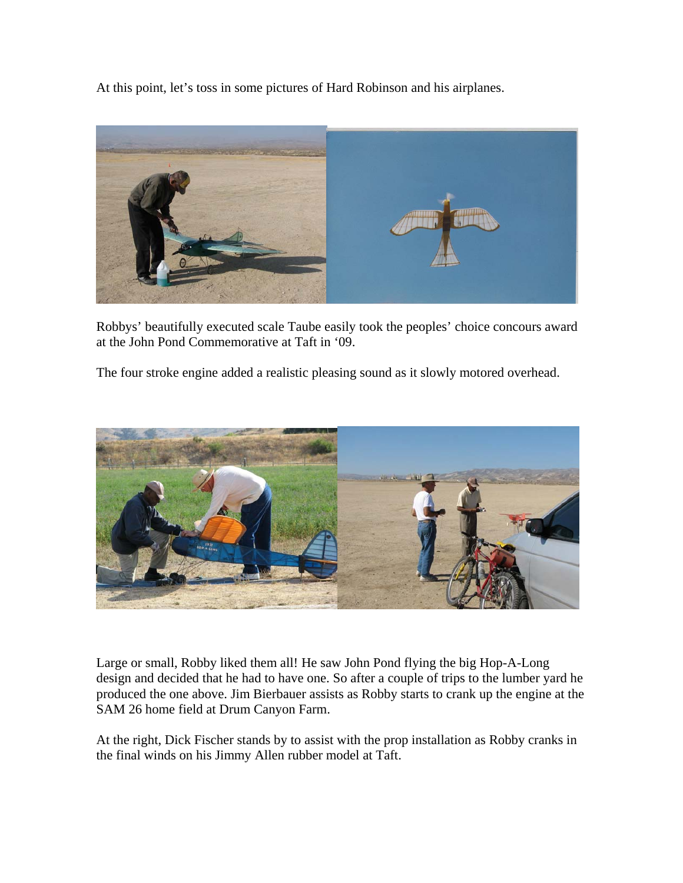At this point, let's toss in some pictures of Hard Robinson and his airplanes.

Robbys' beautifully executed scale Taube easily took the peoples' choice concours award at the John Pond Commemorative at Taft in '09.

The four stroke engine added a realistic pleasing sound as it slowly motored overhead.

Large or small, Robby liked them all! He saw John Pond flying the big Hop-A-Long design and decided that he had to have one. So after a couple of trips to the lumber yard he produced the one above. Jim Bierbauer assists as Robby starts to crank up the engine at the SAM 26 home field at Drum Canyon Farm.

At the right, Dick Fischer stands by to assist with the prop installation as Robby cranks in the final winds on his Jimmy Allen rubber model at Taft.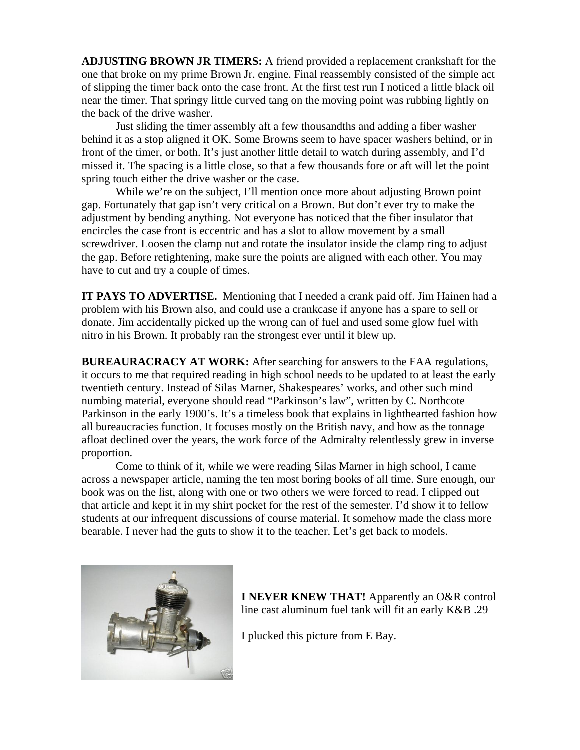**ADJUSTING BROWN JR TIMERS:** A friend provided a replacement crankshaft for the one that broke on my prime Brown Jr. engine. Final reassembly consisted of the simple act of slipping the timer back onto the case front. At the first test run I noticed a little black oil near the timer. That springy little curved tang on the moving point was rubbing lightly on the back of the drive washer.

Just sliding the timer assembly aft a few thousandths and adding a fiber washer behind it as a stop aligned it OK. Some Browns seem to have spacer washers behind, or in front of the timer, or both. It's just another little detail to watch during assembly, and I'd missed it. The spacing is a little close, so that a few thousands fore or aft will let the point spring touch either the drive washer or the case.

While we're on the subject, I'll mention once more about adjusting Brown point gap. Fortunately that gap isn't very critical on a Brown. But don't ever try to make the adjustment by bending anything. Not everyone has noticed that the fiber insulator that encircles the case front is eccentric and has a slot to allow movement by a small screwdriver. Loosen the clamp nut and rotate the insulator inside the clamp ring to adjust the gap. Before retightening, make sure the points are aligned with each other. You may have to cut and try a couple of times.

**IT PAYS TO ADVERTISE.** Mentioning that I needed a crank paid off. Jim Hainen had a problem with his Brown also, and could use a crankcase if anyone has a spare to sell or donate. Jim accidentally picked up the wrong can of fuel and used some glow fuel with nitro in his Brown. It probably ran the strongest ever until it blew up.

**BUREAURACRACY AT WORK:** After searching for answers to the FAA regulations, it occurs to me that required reading in high school needs to be updated to at least the early twentieth century. Instead of Silas Marner, Shakespeares' works, and other such mind numbing material, everyone should read "Parkinson's law", written by C. Northcote Parkinson in the early 1900's. It's a timeless book that explains in lighthearted fashion how all bureaucracies function. It focuses mostly on the British navy, and how as the tonnage afloat declined over the years, the work force of the Admiralty relentlessly grew in inverse proportion.

Come to think of it, while we were reading Silas Marner in high school, I came across a newspaper article, naming the ten most boring books of all time. Sure enough, our book was on the list, along with one or two others we were forced to read. I clipped out that article and kept it in my shirt pocket for the rest of the semester. I'd show it to fellow students at our infrequent discussions of course material. It somehow made the class more bearable. I never had the guts to show it to the teacher. Let's get back to models.

**I NEVER KNEW THAT!** Apparently an O&R control line cast aluminum fuel tank will fit an early K&B .29

I plucked this picture from E Bay.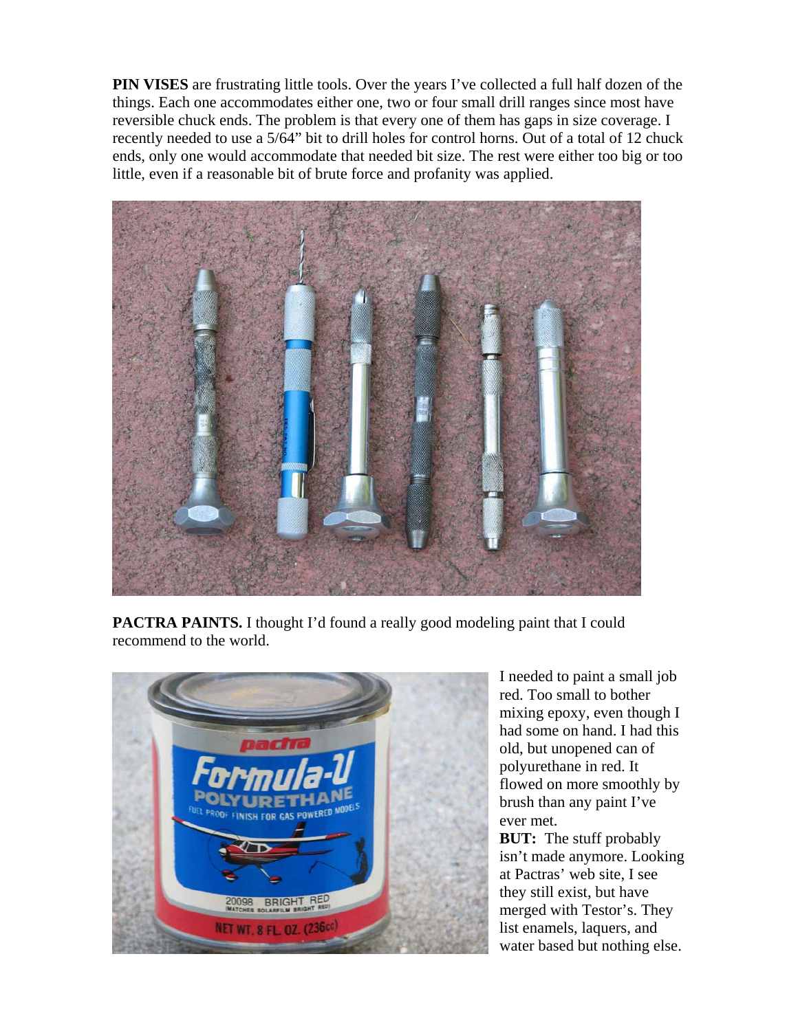**PIN VISES** are frustrating little tools. Over the years I've collected a full half dozen of the things. Each one accommodates either one, two or four small drill ranges since most have reversible chuck ends. The problem is that every one of them has gaps in size coverage. I recently needed to use a 5/64" bit to drill holes for control horns. Out of a total of 12 chuck ends, only one would accommodate that needed bit size. The rest were either too big or too little, even if a reasonable bit of brute force and profanity was applied.

**PACTRA PAINTS.** I thought I'd found a really good modeling paint that I could recommend to the world.

I needed to paint a small job red. Too small to bother mixing epoxy, even though I had some on hand. I had this old, but unopened can of polyurethane in red. It flowed on more smoothly by brush than any paint I've ever met.

**BUT:** The stuff probably isn't made anymore. Looking at Pactras' web site, I see they still exist, but have merged with Testor's. They list enamels, laquers, and water based but nothing else.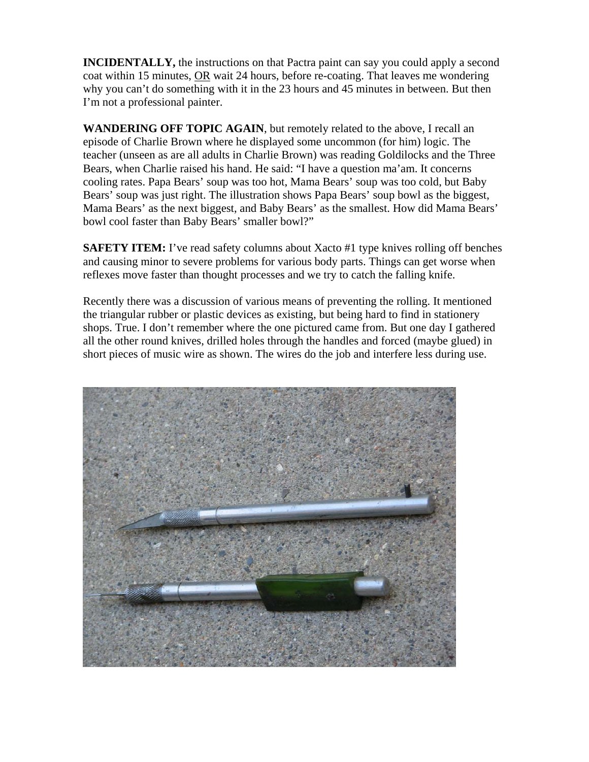**INCIDENTALLY,** the instructions on that Pactra paint can say you could apply a second coat within 15 minutes, OR wait 24 hours, before re-coating. That leaves me wondering why you can't do something with it in the 23 hours and 45 minutes in between. But then I'm not a professional painter.

**WANDERING OFF TOPIC AGAIN**, but remotely related to the above, I recall an episode of Charlie Brown where he displayed some uncommon (for him) logic. The teacher (unseen as are all adults in Charlie Brown) was reading Goldilocks and the Three Bears, when Charlie raised his hand. He said: "I have a question ma'am. It concerns cooling rates. Papa Bears' soup was too hot, Mama Bears' soup was too cold, but Baby Bears' soup was just right. The illustration shows Papa Bears' soup bowl as the biggest, Mama Bears' as the next biggest, and Baby Bears' as the smallest. How did Mama Bears' bowl cool faster than Baby Bears' smaller bowl?"

**SAFETY ITEM:** I've read safety columns about Xacto #1 type knives rolling off benches and causing minor to severe problems for various body parts. Things can get worse when reflexes move faster than thought processes and we try to catch the falling knife.

Recently there was a discussion of various means of preventing the rolling. It mentioned the triangular rubber or plastic devices as existing, but being hard to find in stationery shops. True. I don't remember where the one pictured came from. But one day I gathered all the other round knives, drilled holes through the handles and forced (maybe glued) in short pieces of music wire as shown. The wires do the job and interfere less during use.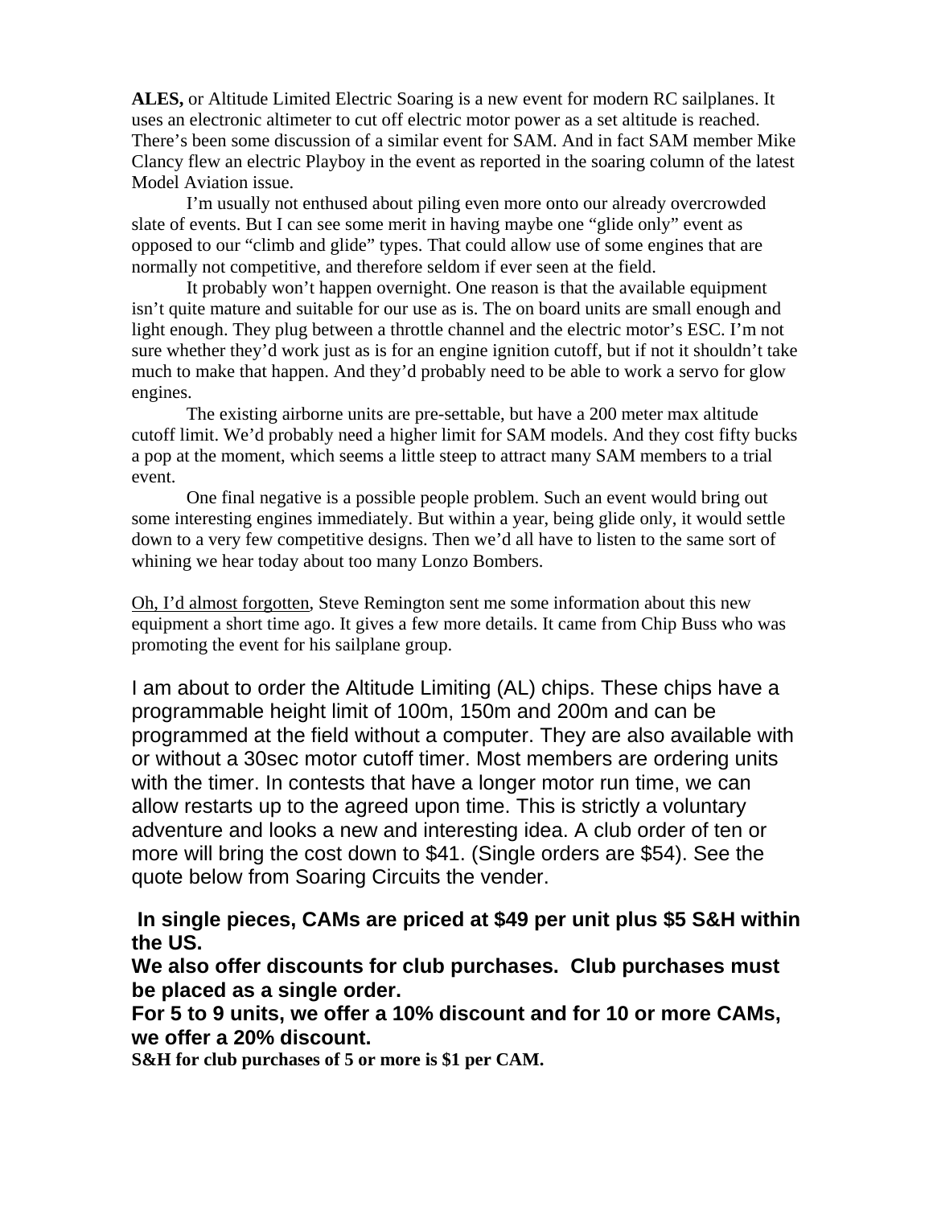**ALES,** or Altitude Limited Electric Soaring is a new event for modern RC sailplanes. It uses an electronic altimeter to cut off electric motor power as a set altitude is reached. There's been some discussion of a similar event for SAM. And in fact SAM member Mike Clancy flew an electric Playboy in the event as reported in the soaring column of the latest Model Aviation issue.

I'm usually not enthused about piling even more onto our already overcrowded slate of events. But I can see some merit in having maybe one "glide only" event as opposed to our "climb and glide" types. That could allow use of some engines that are normally not competitive, and therefore seldom if ever seen at the field.

It probably won't happen overnight. One reason is that the available equipment isn't quite mature and suitable for our use as is. The on board units are small enough and light enough. They plug between a throttle channel and the electric motor's ESC. I'm not sure whether they'd work just as is for an engine ignition cutoff, but if not it shouldn't take much to make that happen. And they'd probably need to be able to work a servo for glow engines.

The existing airborne units are pre-settable, but have a 200 meter max altitude cutoff limit. We'd probably need a higher limit for SAM models. And they cost fifty bucks a pop at the moment, which seems a little steep to attract many SAM members to a trial event.

One final negative is a possible people problem. Such an event would bring out some interesting engines immediately. But within a year, being glide only, it would settle down to a very few competitive designs. Then we'd all have to listen to the same sort of whining we hear today about too many Lonzo Bombers.

<u>Oh, I'd almost forgotten</u>, Steve Remington sent me some information about this new equipment a short time ago. It gives a few more details. It came from Chip Buss who was promoting the event for his sailplane group.

I am about to order the Altitude Limiting (AL) chips. These chips have a programmable height limit of 100m, 150m and 200m and can be programmed at the field without a computer. They are also available with or without a 30sec motor cutoff timer. Most members are ordering units with the timer. In contests that have a longer motor run time, we can allow restarts up to the agreed upon time. This is strictly a voluntary adventure and looks a new and interesting idea. A club order of ten or more will bring the cost down to $41. (Single orders are $54). See the quote below from Soaring Circuits the vender.

**In single pieces, CAMs are priced at $49 per unit plus $5 S&H within the US.**

**We also offer discounts for club purchases. Club purchases must be placed as a single order.**

**For 5 to 9 units, we offer a 10% discount and for 10 or more CAMs, we offer a 20% discount.**

**S&H for club purchases of 5 or more is $1 per CAM.**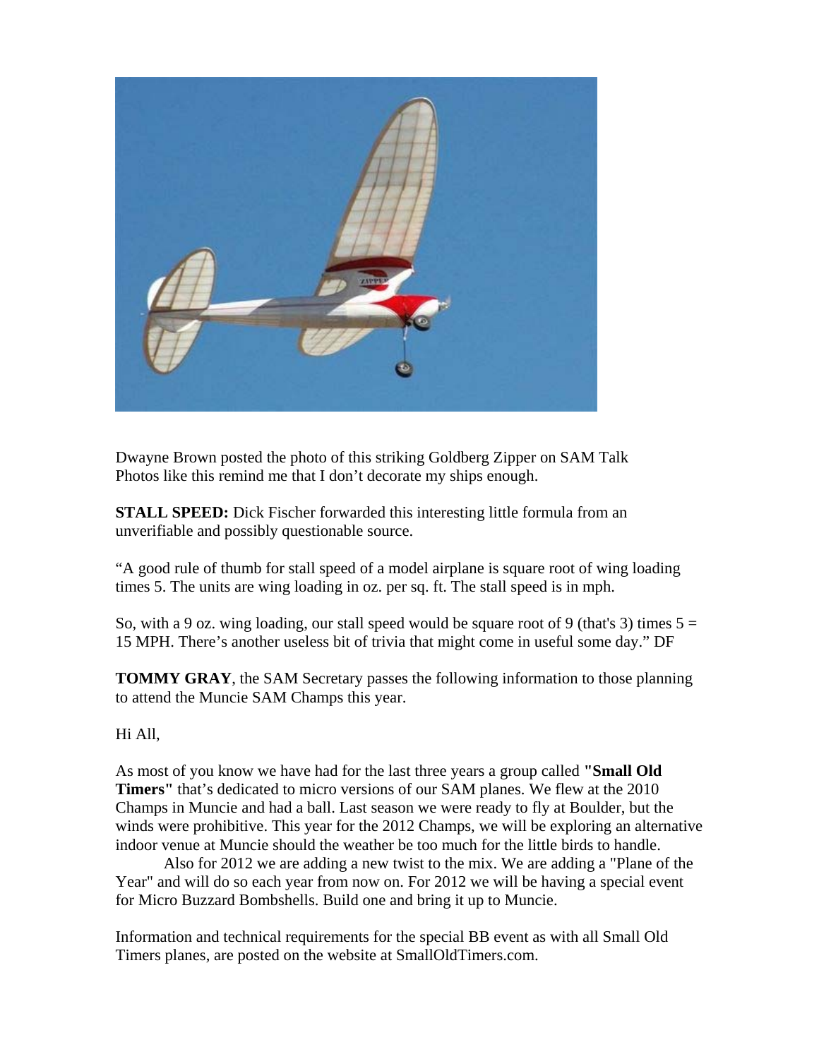Dwayne Brown posted the photo of this striking Goldberg Zipper on SAM Talk
Photos like this remind me that I don't decorate my ships enough.

**STALL SPEED:** Dick Fischer forwarded this interesting little formula from an unverifiable and possibly questionable source.

"A good rule of thumb for stall speed of a model airplane is square root of wing loading times 5. The units are wing loading in oz. per sq. ft. The stall speed is in mph.

So, with a 9 oz. wing loading, our stall speed would be square root of 9 (that's 3) times 5 = 15 MPH. There's another useless bit of trivia that might come in useful some day." DF

**TOMMY GRAY**, the SAM Secretary passes the following information to those planning to attend the Muncie SAM Champs this year.

Hi All,

As most of you know we have had for the last three years a group called **"Small Old Timers"** that's dedicated to micro versions of our SAM planes. We flew at the 2010 Champs in Muncie and had a ball. Last season we were ready to fly at Boulder, but the winds were prohibitive. This year for the 2012 Champs, we will be exploring an alternative indoor venue at Muncie should the weather be too much for the little birds to handle.

Also for 2012 we are adding a new twist to the mix. We are adding a "Plane of the Year" and will do so each year from now on. For 2012 we will be having a special event for Micro Buzzard Bombshells. Build one and bring it up to Muncie.

Information and technical requirements for the special BB event as with all Small Old Timers planes, are posted on the website at SmallOldTimers.com.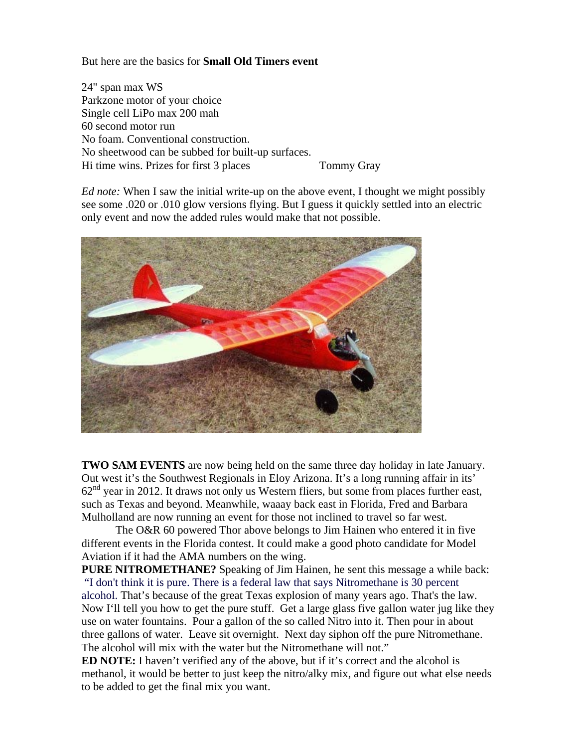But here are the basics for **Small Old Timers event**

24" span max WS
Parkzone motor of your choice
Single cell LiPo max 200 mah
60 second motor run
No foam. Conventional construction.
No sheetwood can be subbed for built-up surfaces.
Hi time wins. Prizes for first 3 places Tommy Gray

*Ed note:* When I saw the initial write-up on the above event, I thought we might possibly see some .020 or .010 glow versions flying. But I guess it quickly settled into an electric only event and now the added rules would make that not possible.

**TWO SAM EVENTS** are now being held on the same three day holiday in late January. Out west it's the Southwest Regionals in Eloy Arizona. It's a long running affair in its' 62nd year in 2012. It draws not only us Western fliers, but some from places further east, such as Texas and beyond. Meanwhile, waaay back east in Florida, Fred and Barbara Mulholland are now running an event for those not inclined to travel so far west.

The O&R 60 powered Thor above belongs to Jim Hainen who entered it in five different events in the Florida contest. It could make a good photo candidate for Model Aviation if it had the AMA numbers on the wing.

**PURE NITROMETHANE?** Speaking of Jim Hainen, he sent this message a while back: "I don't think it is pure. There is a federal law that says Nitromethane is 30 percent alcohol. That's because of the great Texas explosion of many years ago. That's the law. Now I'll tell you how to get the pure stuff. Get a large glass five gallon water jug like they use on water fountains. Pour a gallon of the so called Nitro into it. Then pour in about three gallons of water. Leave sit overnight. Next day siphon off the pure Nitromethane. The alcohol will mix with the water but the Nitromethane will not."

**ED NOTE:** I haven't verified any of the above, but if it's correct and the alcohol is methanol, it would be better to just keep the nitro/alky mix, and figure out what else needs to be added to get the final mix you want.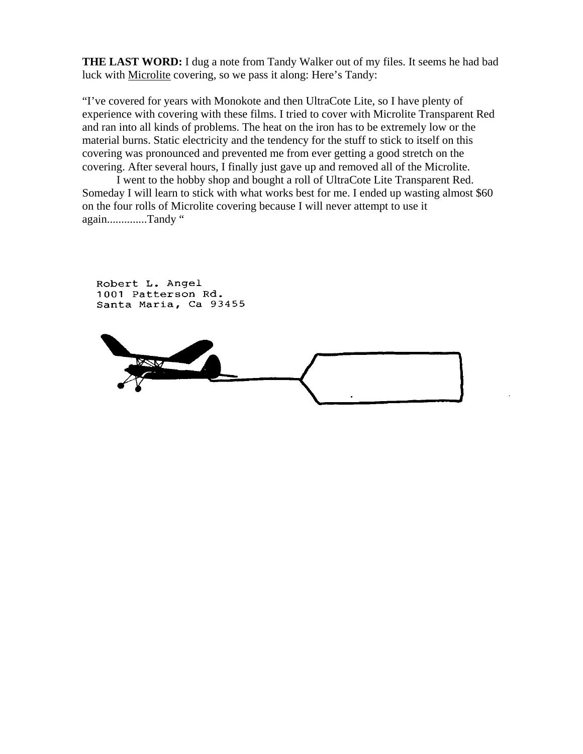**THE LAST WORD:** I dug a note from Tandy Walker out of my files. It seems he had bad luck with Microlite covering, so we pass it along: Here's Tandy:

"I've covered for years with Monokote and then UltraCote Lite, so I have plenty of experience with covering with these films. I tried to cover with Microlite Transparent Red and ran into all kinds of problems. The heat on the iron has to be extremely low or the material burns. Static electricity and the tendency for the stuff to stick to itself on this covering was pronounced and prevented me from ever getting a good stretch on the covering. After several hours, I finally just gave up and removed all of the Microlite.

I went to the hobby shop and bought a roll of UltraCote Lite Transparent Red. Someday I will learn to stick with what works best for me. I ended up wasting almost $60 on the four rolls of Microlite covering because I will never attempt to use it again.............Tandy "

Robert L. Angel
1001 Patterson Rd.
Santa Maria, Ca 93455